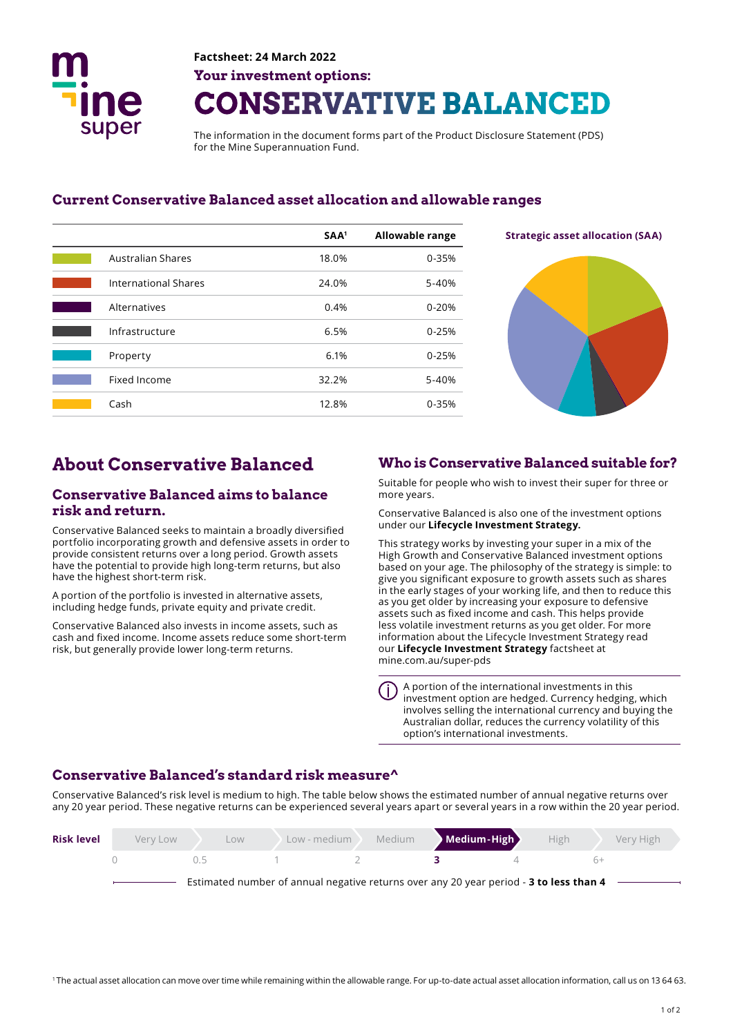**Factsheet: 24 March 2022**

**Your investment options:**

# CONSERVATIVE BALANCED

The information in the document forms part of the Product Disclosure Statement (PDS) for the Mine Superannuation Fund.

## Current Conservative Balanced asset allocation and allowable ranges

| | SAA[1] | Allowable range |
|---|---|---|
| Australian Shares | 18.0% | 0-35% |
| International Shares | 24.0% | 5-40% |
| Alternatives | 0.4% | 0-20% |
| Infrastructure | 6.5% | 0-25% |
| Property | 6.1% | 0-25% |
| Fixed Income | 32.2% | 5-40% |
| Cash | 12.8% | 0-35% |

**Strategic asset allocation (SAA)**

## About Conservative Balanced

### Conservative Balanced aims to balance risk and return.

Conservative Balanced seeks to maintain a broadly diversified portfolio incorporating growth and defensive assets in order to provide consistent returns over a long period. Growth assets have the potential to provide high long-term returns, but also have the highest short-term risk.

A portion of the portfolio is invested in alternative assets, including hedge funds, private equity and private credit.

Conservative Balanced also invests in income assets, such as cash and fixed income. Income assets reduce some short-term risk, but generally provide lower long-term returns.

## Who is Conservative Balanced suitable for?

Suitable for people who wish to invest their super for three or more years.

Conservative Balanced is also one of the investment options under our **Lifecycle Investment Strategy.**

This strategy works by investing your super in a mix of the High Growth and Conservative Balanced investment options based on your age. The philosophy of the strategy is simple: to give you significant exposure to growth assets such as shares in the early stages of your working life, and then to reduce this as you get older by increasing your exposure to defensive assets such as fixed income and cash. This helps provide less volatile investment returns as you get older. For more information about the Lifecycle Investment Strategy read our **Lifecycle Investment Strategy** factsheet at mine.com.au/super-pds

A portion of the international investments in this investment option are hedged. Currency hedging, which involves selling the international currency and buying the Australian dollar, reduces the currency volatility of this option's international investments.

## Conservative Balanced's standard risk measure^

Conservative Balanced's risk level is medium to high. The table below shows the estimated number of annual negative returns over any 20 year period. These negative returns can be experienced several years apart or several years in a row within the 20 year period.

| Risk level | Very Low | Low | Low - medium | Medium | **Medium-High** | High | Very High |
|---|---|---|---|---|---|---|---|
| | 0 | 0.5 | 1 | 2 | **3** | 4 | 6+ |

Estimated number of annual negative returns over any 20 year period - **3 to less than 4**

[1] The actual asset allocation can move over time while remaining within the allowable range. For up-to-date actual asset allocation information, call us on 13 64 63.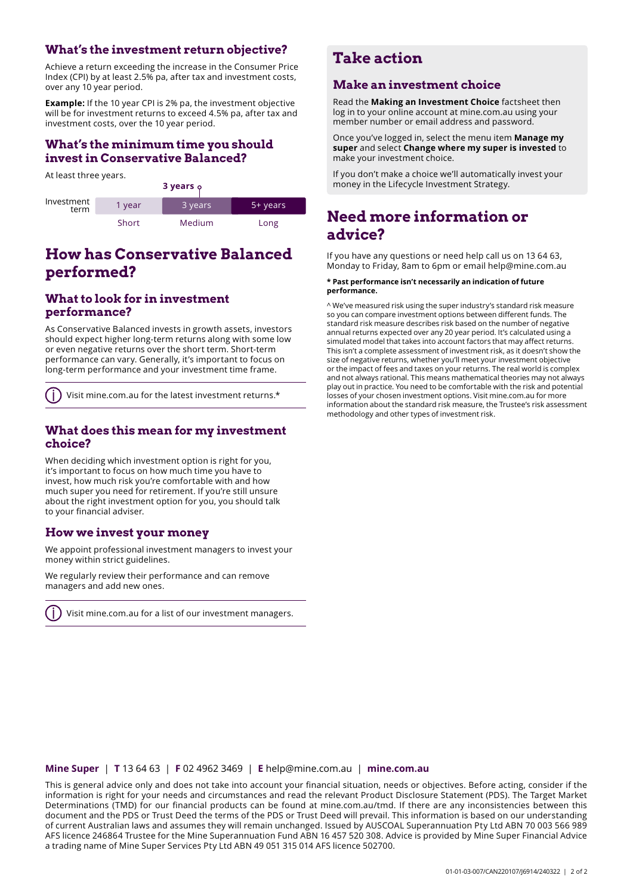## What's the investment return objective?

Achieve a return exceeding the increase in the Consumer Price Index (CPI) by at least 2.5% pa, after tax and investment costs, over any 10 year period.

**Example:** If the 10 year CPI is 2% pa, the investment objective will be for investment returns to exceed 4.5% pa, after tax and investment costs, over the 10 year period.

## What's the minimum time you should invest in Conservative Balanced?

At least three years.

**3 years**

Investment term

1 year | 3 years | 5+ years

Short | Medium | Long

# How has Conservative Balanced performed?

## What to look for in investment performance?

As Conservative Balanced invests in growth assets, investors should expect higher long-term returns along with some low or even negative returns over the short term. Short-term performance can vary. Generally, it's important to focus on long-term performance and your investment time frame.

Visit mine.com.au for the latest investment returns.*

## What does this mean for my investment choice?

When deciding which investment option is right for you, it's important to focus on how much time you have to invest, how much risk you're comfortable with and how much super you need for retirement. If you're still unsure about the right investment option for you, you should talk to your financial adviser.

## How we invest your money

We appoint professional investment managers to invest your money within strict guidelines.

We regularly review their performance and can remove managers and add new ones.

Visit mine.com.au for a list of our investment managers.

# Take action

## Make an investment choice

Read the **Making an Investment Choice** factsheet then log in to your online account at mine.com.au using your member number or email address and password.

Once you've logged in, select the menu item **Manage my super** and select **Change where my super is invested** to make your investment choice.

If you don't make a choice we'll automatically invest your money in the Lifecycle Investment Strategy.

# Need more information or advice?

If you have any questions or need help call us on 13 64 63, Monday to Friday, 8am to 6pm or email help@mine.com.au

**\* Past performance isn't necessarily an indication of future performance.**

^ We've measured risk using the super industry's standard risk measure so you can compare investment options between different funds. The standard risk measure describes risk based on the number of negative annual returns expected over any 20 year period. It's calculated using a simulated model that takes into account factors that may affect returns. This isn't a complete assessment of investment risk, as it doesn't show the size of negative returns, whether you'll meet your investment objective or the impact of fees and taxes on your returns. The real world is complex and not always rational. This means mathematical theories may not always play out in practice. You need to be comfortable with the risk and potential losses of your chosen investment options. Visit mine.com.au for more information about the standard risk measure, the Trustee's risk assessment methodology and other types of investment risk.

**Mine Super** | **T** 13 64 63 | **F** 02 4962 3469 | **E** help@mine.com.au | **mine.com.au**

This is general advice only and does not take into account your financial situation, needs or objectives. Before acting, consider if the information is right for your needs and circumstances and read the relevant Product Disclosure Statement (PDS). The Target Market Determinations (TMD) for our financial products can be found at mine.com.au/tmd. If there are any inconsistencies between this document and the PDS or Trust Deed the terms of the PDS or Trust Deed will prevail. This information is based on our understanding of current Australian laws and assumes they will remain unchanged. Issued by AUSCOAL Superannuation Pty Ltd ABN 70 003 566 989 AFS licence 246864 Trustee for the Mine Superannuation Fund ABN 16 457 520 308. Advice is provided by Mine Super Financial Advice a trading name of Mine Super Services Pty Ltd ABN 49 051 315 014 AFS licence 502700.

01-01-03-007/CAN220107/J6914/240322